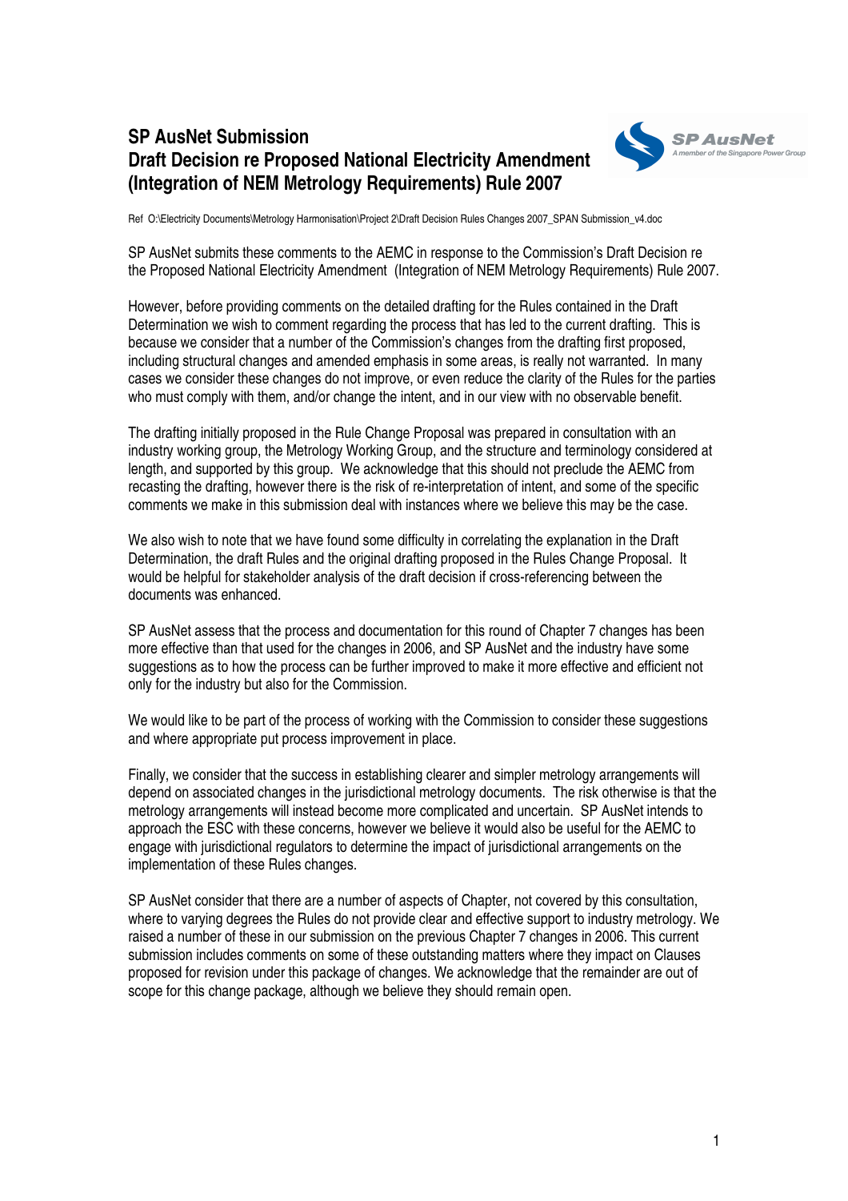# SP AusNet Submission
# Draft Decision re Proposed National Electricity Amendment (Integration of NEM Metrology Requirements) Rule 2007

Ref O:\Electricity Documents\Metrology Harmonisation\Project 2\Draft Decision Rules Changes 2007_SPAN Submission_v4.doc

SP AusNet submits these comments to the AEMC in response to the Commission's Draft Decision re the Proposed National Electricity Amendment (Integration of NEM Metrology Requirements) Rule 2007.

However, before providing comments on the detailed drafting for the Rules contained in the Draft Determination we wish to comment regarding the process that has led to the current drafting. This is because we consider that a number of the Commission's changes from the drafting first proposed, including structural changes and amended emphasis in some areas, is really not warranted. In many cases we consider these changes do not improve, or even reduce the clarity of the Rules for the parties who must comply with them, and/or change the intent, and in our view with no observable benefit.

The drafting initially proposed in the Rule Change Proposal was prepared in consultation with an industry working group, the Metrology Working Group, and the structure and terminology considered at length, and supported by this group. We acknowledge that this should not preclude the AEMC from recasting the drafting, however there is the risk of re-interpretation of intent, and some of the specific comments we make in this submission deal with instances where we believe this may be the case.

We also wish to note that we have found some difficulty in correlating the explanation in the Draft Determination, the draft Rules and the original drafting proposed in the Rules Change Proposal. It would be helpful for stakeholder analysis of the draft decision if cross-referencing between the documents was enhanced.

SP AusNet assess that the process and documentation for this round of Chapter 7 changes has been more effective than that used for the changes in 2006, and SP AusNet and the industry have some suggestions as to how the process can be further improved to make it more effective and efficient not only for the industry but also for the Commission.

We would like to be part of the process of working with the Commission to consider these suggestions and where appropriate put process improvement in place.

Finally, we consider that the success in establishing clearer and simpler metrology arrangements will depend on associated changes in the jurisdictional metrology documents. The risk otherwise is that the metrology arrangements will instead become more complicated and uncertain. SP AusNet intends to approach the ESC with these concerns, however we believe it would also be useful for the AEMC to engage with jurisdictional regulators to determine the impact of jurisdictional arrangements on the implementation of these Rules changes.

SP AusNet consider that there are a number of aspects of Chapter, not covered by this consultation, where to varying degrees the Rules do not provide clear and effective support to industry metrology. We raised a number of these in our submission on the previous Chapter 7 changes in 2006. This current submission includes comments on some of these outstanding matters where they impact on Clauses proposed for revision under this package of changes. We acknowledge that the remainder are out of scope for this change package, although we believe they should remain open.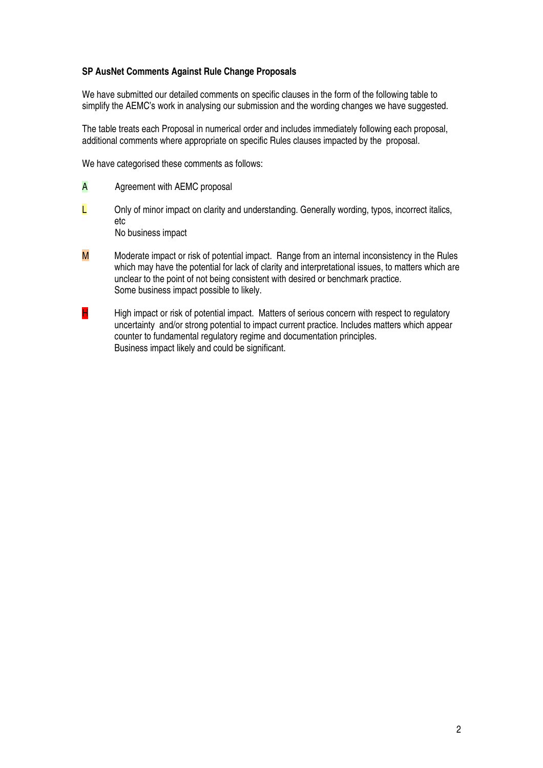**SP AusNet Comments Against Rule Change Proposals**

We have submitted our detailed comments on specific clauses in the form of the following table to simplify the AEMC's work in analysing our submission and the wording changes we have suggested.

The table treats each Proposal in numerical order and includes immediately following each proposal, additional comments where appropriate on specific Rules clauses impacted by the proposal.

We have categorised these comments as follows:

- **A** Agreement with AEMC proposal
- **L** Only of minor impact on clarity and understanding. Generally wording, typos, incorrect italics, etc  
  No business impact
- **M** Moderate impact or risk of potential impact. Range from an internal inconsistency in the Rules which may have the potential for lack of clarity and interpretational issues, to matters which are unclear to the point of not being consistent with desired or benchmark practice.  
  Some business impact possible to likely.
- **H** High impact or risk of potential impact. Matters of serious concern with respect to regulatory uncertainty and/or strong potential to impact current practice. Includes matters which appear counter to fundamental regulatory regime and documentation principles.  
  Business impact likely and could be significant.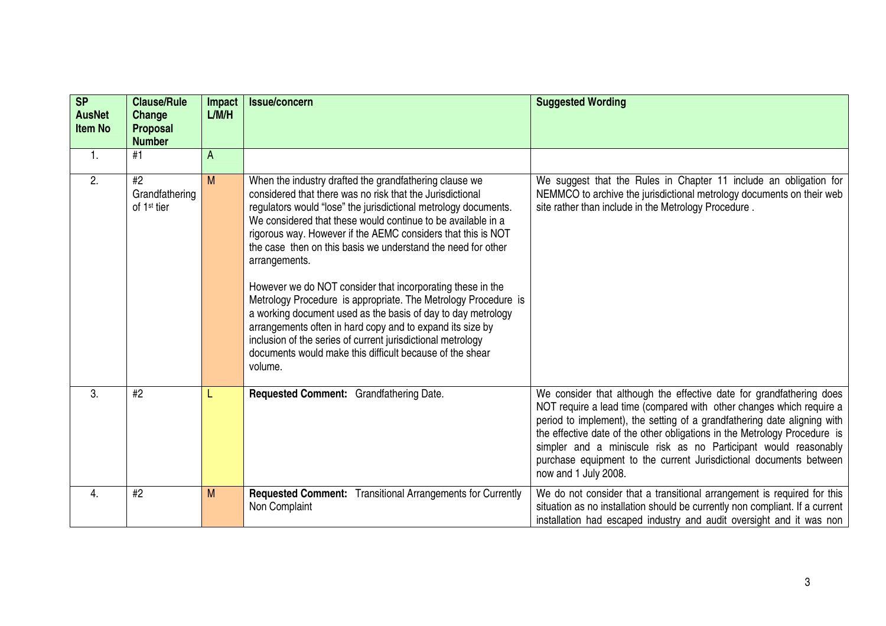| SP AusNet Item No | Clause/Rule Change Proposal Number | Impact L/M/H | Issue/concern | Suggested Wording |
|---|---|---|---|---|
| 1. | #1 | A | | |
| 2. | #2 Grandfathering of 1st tier | M | When the industry drafted the grandfathering clause we considered that there was no risk that the Jurisdictional regulators would "lose" the jurisdictional metrology documents. We considered that these would continue to be available in a rigorous way. However if the AEMC considers that this is NOT the case then on this basis we understand the need for other arrangements.<br><br>However we do NOT consider that incorporating these in the Metrology Procedure is appropriate. The Metrology Procedure is a working document used as the basis of day to day metrology arrangements often in hard copy and to expand its size by inclusion of the series of current jurisdictional metrology documents would make this difficult because of the shear volume. | We suggest that the Rules in Chapter 11 include an obligation for NEMMCO to archive the jurisdictional metrology documents on their web site rather than include in the Metrology Procedure . |
| 3. | #2 | L | **Requested Comment:** Grandfathering Date. | We consider that although the effective date for grandfathering does NOT require a lead time (compared with other changes which require a period to implement), the setting of a grandfathering date aligning with the effective date of the other obligations in the Metrology Procedure is simpler and a miniscule risk as no Participant would reasonably purchase equipment to the current Jurisdictional documents between now and 1 July 2008. |
| 4. | #2 | M | **Requested Comment:** Transitional Arrangements for Currently Non Complaint | We do not consider that a transitional arrangement is required for this situation as no installation should be currently non compliant. If a current installation had escaped industry and audit oversight and it was non |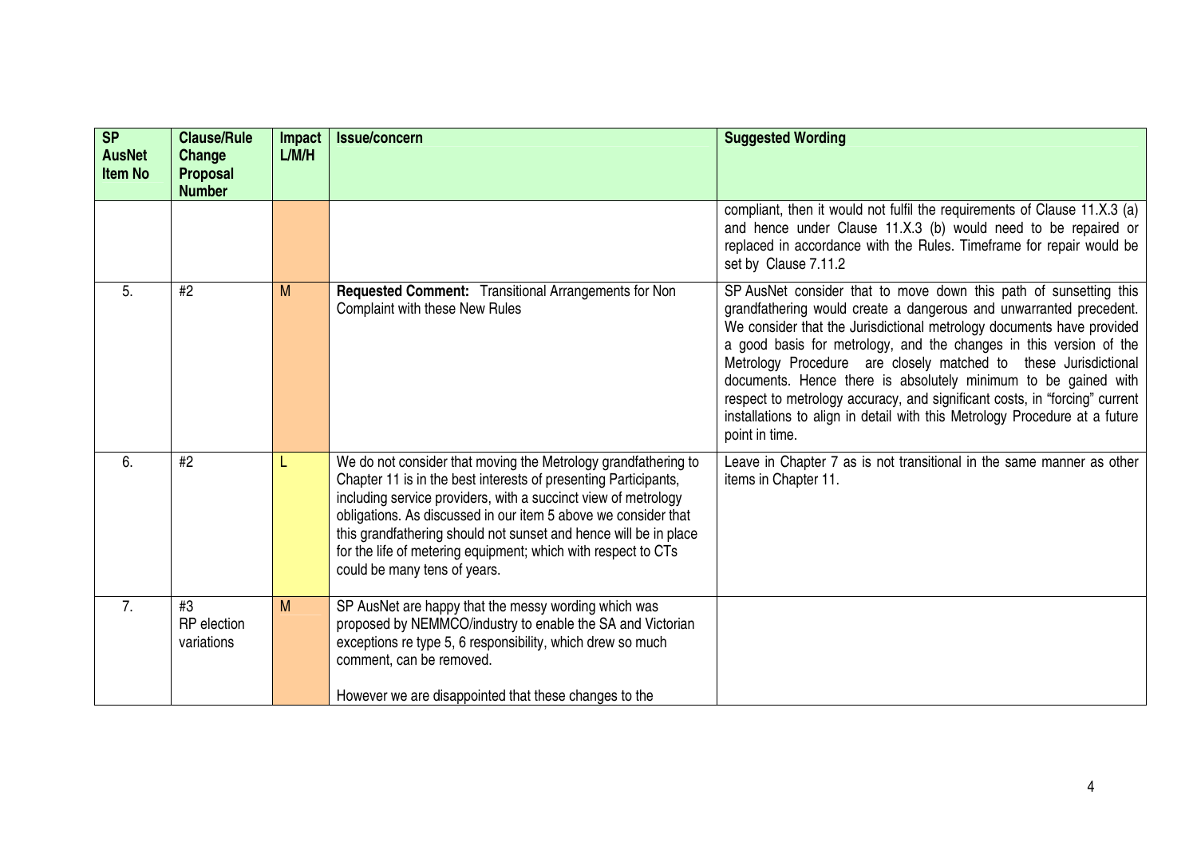| SP AusNet Item No | Clause/Rule Change Proposal Number | Impact L/M/H | Issue/concern | Suggested Wording |
|---|---|---|---|---|
| | | | | compliant, then it would not fulfil the requirements of Clause 11.X.3 (a) and hence under Clause 11.X.3 (b) would need to be repaired or replaced in accordance with the Rules. Timeframe for repair would be set by Clause 7.11.2 |
| 5. | #2 | M | **Requested Comment:** Transitional Arrangements for Non Complaint with these New Rules | SP AusNet consider that to move down this path of sunsetting this grandfathering would create a dangerous and unwarranted precedent. We consider that the Jurisdictional metrology documents have provided a good basis for metrology, and the changes in this version of the Metrology Procedure are closely matched to these Jurisdictional documents. Hence there is absolutely minimum to be gained with respect to metrology accuracy, and significant costs, in "forcing" current installations to align in detail with this Metrology Procedure at a future point in time. |
| 6. | #2 | L | We do not consider that moving the Metrology grandfathering to Chapter 11 is in the best interests of presenting Participants, including service providers, with a succinct view of metrology obligations. As discussed in our item 5 above we consider that this grandfathering should not sunset and hence will be in place for the life of metering equipment; which with respect to CTs could be many tens of years. | Leave in Chapter 7 as is not transitional in the same manner as other items in Chapter 11. |
| 7. | #3 RP election variations | M | SP AusNet are happy that the messy wording which was proposed by NEMMCO/industry to enable the SA and Victorian exceptions re type 5, 6 responsibility, which drew so much comment, can be removed.<br><br>However we are disappointed that these changes to the | |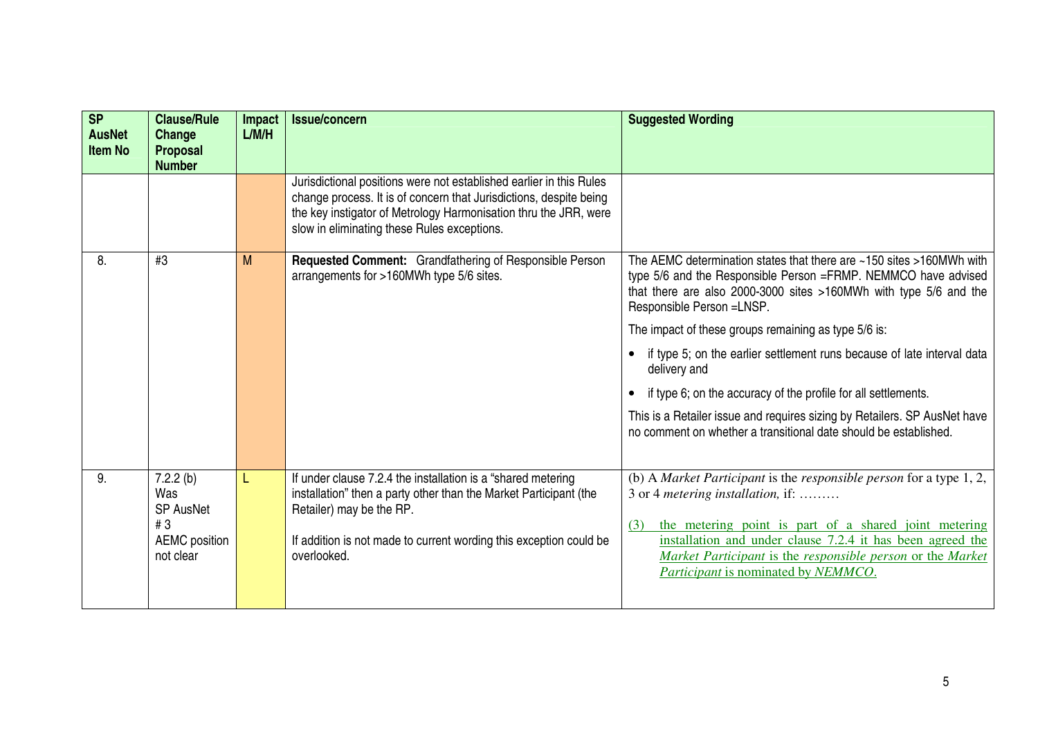| SP AusNet Item No | Clause/Rule Change Proposal Number | Impact L/M/H | Issue/concern | Suggested Wording |
|---|---|---|---|---|
| | | | Jurisdictional positions were not established earlier in this Rules change process. It is of concern that Jurisdictions, despite being the key instigator of Metrology Harmonisation thru the JRR, were slow in eliminating these Rules exceptions. | |
| 8. | #3 | M | **Requested Comment:** Grandfathering of Responsible Person arrangements for >160MWh type 5/6 sites. | The AEMC determination states that there are ~150 sites >160MWh with type 5/6 and the Responsible Person =FRMP. NEMMCO have advised that there are also 2000-3000 sites >160MWh with type 5/6 and the Responsible Person =LNSP.<br><br>The impact of these groups remaining as type 5/6 is:<br><br>• if type 5; on the earlier settlement runs because of late interval data delivery and<br><br>• if type 6; on the accuracy of the profile for all settlements.<br><br>This is a Retailer issue and requires sizing by Retailers. SP AusNet have no comment on whether a transitional date should be established. |
| 9. | 7.2.2 (b)<br>Was<br>SP AusNet<br># 3<br>AEMC position not clear | L | If under clause 7.2.4 the installation is a "shared metering installation" then a party other than the Market Participant (the Retailer) may be the RP.<br><br>If addition is not made to current wording this exception could be overlooked. | (b) A *Market Participant* is the *responsible person* for a type 1, 2, 3 or 4 *metering installation*, if: ………<br><br><u>(3) the metering point is part of a shared joint metering installation and under clause 7.2.4 it has been agreed the *Market Participant* is the *responsible person* or the *Market Participant* is nominated by *NEMMCO*.</u> |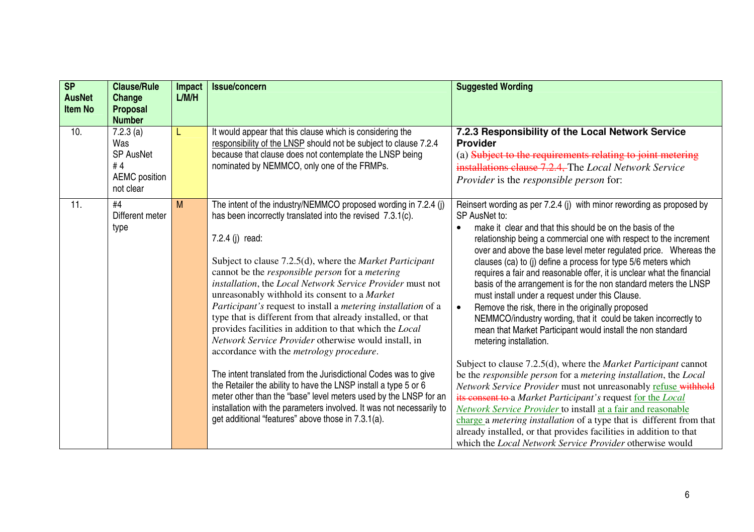| SP AusNet Item No | Clause/Rule Change Proposal Number | Impact L/M/H | Issue/concern | Suggested Wording |
|---|---|---|---|---|
| 10. | 7.2.3 (a) Was SP AusNet # 4 AEMC position not clear | L | It would appear that this clause which is considering the responsibility of the LNSP should not be subject to clause 7.2.4 because that clause does not contemplate the LNSP being nominated by NEMMCO, only one of the FRMPs. | **7.2.3 Responsibility of the Local Network Service Provider**<br>(a) ~~Subject to the requirements relating to joint metering installations clause 7.2.4,~~ The *Local Network Service Provider* is the *responsible person* for: |
| 11. | #4 Different meter type | M | The intent of the industry/NEMMCO proposed wording in 7.2.4 (j) has been incorrectly translated into the revised 7.3.1(c).<br><br>7.2.4 (j) read:<br><br>Subject to clause 7.2.5(d), where the *Market Participant* cannot be the *responsible person* for a *metering installation*, the *Local Network Service Provider* must not unreasonably withhold its consent to a *Market Participant's* request to install a *metering installation* of a type that is different from that already installed, or that provides facilities in addition to that which the *Local Network Service Provider* otherwise would install, in accordance with the *metrology procedure*.<br><br>The intent translated from the Jurisdictional Codes was to give the Retailer the ability to have the LNSP install a type 5 or 6 meter other than the "base" level meters used by the LNSP for an installation with the parameters involved. It was not necessarily to get additional "features" above those in 7.3.1(a). | Reinsert wording as per 7.2.4 (j) with minor rewording as proposed by SP AusNet to:<br>• make it clear and that this should be on the basis of the relationship being a commercial one with respect to the increment over and above the base level meter regulated price. Whereas the clauses (ca) to (j) define a process for type 5/6 meters which requires a fair and reasonable offer, it is unclear what the financial basis of the arrangement is for the non standard meters the LNSP must install under a request under this Clause.<br>• Remove the risk, there in the originally proposed NEMMCO/industry wording, that it could be taken incorrectly to mean that Market Participant would install the non standard metering installation.<br><br>Subject to clause 7.2.5(d), where the *Market Participant* cannot be the *responsible person* for a *metering installation*, the *Local Network Service Provider* must not unreasonably refuse ~~withhold its consent to~~ a *Market Participant's* request for the *Local Network Service Provider* to install at a fair and reasonable charge a *metering installation* of a type that is different from that already installed, or that provides facilities in addition to that which the *Local Network Service Provider* otherwise would |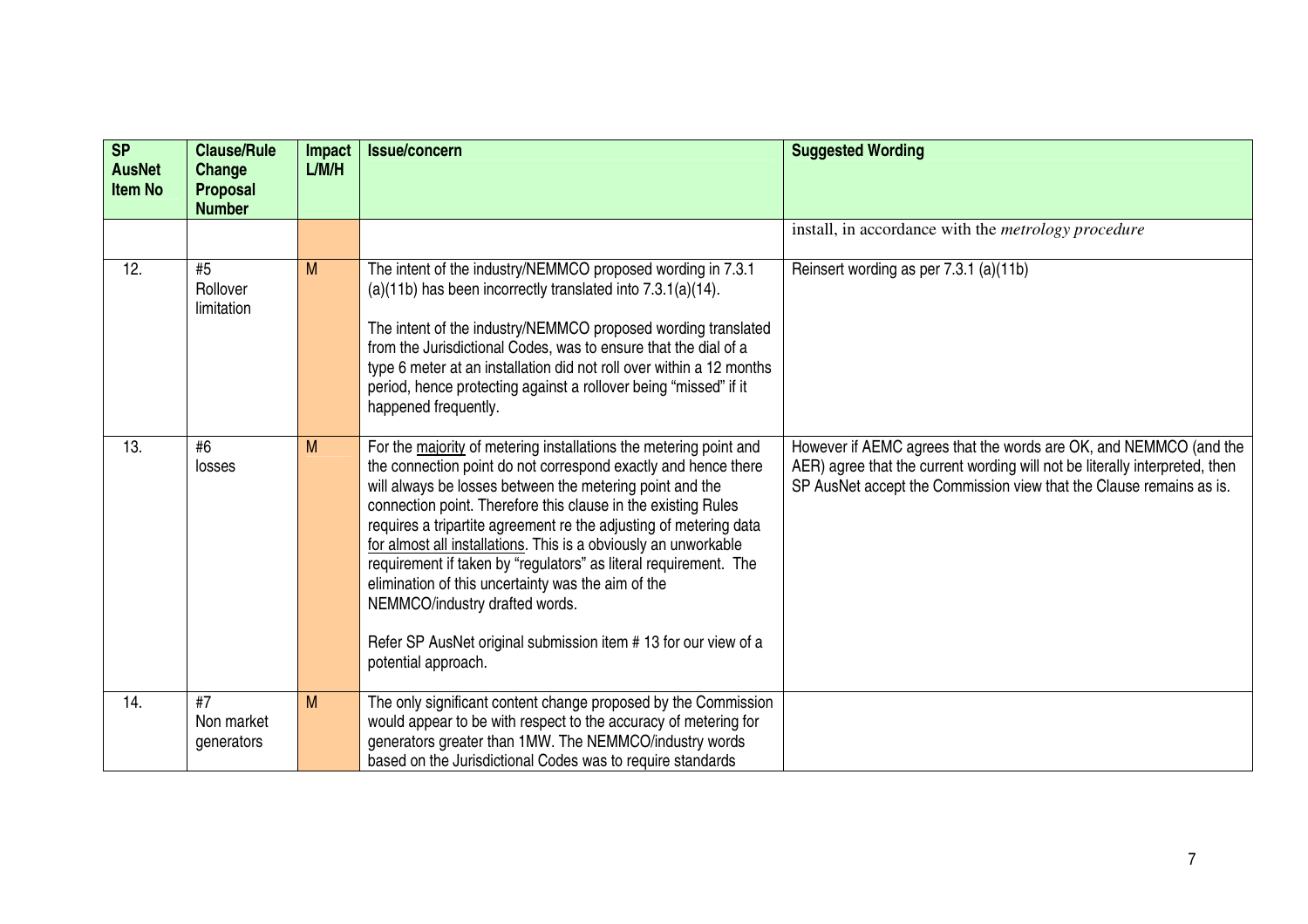| SP AusNet Item No | Clause/Rule Change Proposal Number | Impact L/M/H | Issue/concern | Suggested Wording |
|---|---|---|---|---|
| | | | | install, in accordance with the *metrology procedure* |
| 12. | #5 Rollover limitation | M | The intent of the industry/NEMMCO proposed wording in 7.3.1 (a)(11b) has been incorrectly translated into 7.3.1(a)(14).<br><br>The intent of the industry/NEMMCO proposed wording translated from the Jurisdictional Codes, was to ensure that the dial of a type 6 meter at an installation did not roll over within a 12 months period, hence protecting against a rollover being "missed" if it happened frequently. | Reinsert wording as per 7.3.1 (a)(11b) |
| 13. | #6 losses | M | For the <u>majority</u> of metering installations the metering point and the connection point do not correspond exactly and hence there will always be losses between the metering point and the connection point. Therefore this clause in the existing Rules requires a tripartite agreement re the adjusting of metering data <u>for almost all installations</u>. This is a obviously an unworkable requirement if taken by "regulators" as literal requirement. The elimination of this uncertainty was the aim of the NEMMCO/industry drafted words.<br><br>Refer SP AusNet original submission item # 13 for our view of a potential approach. | However if AEMC agrees that the words are OK, and NEMMCO (and the AER) agree that the current wording will not be literally interpreted, then SP AusNet accept the Commission view that the Clause remains as is. |
| 14. | #7 Non market generators | M | The only significant content change proposed by the Commission would appear to be with respect to the accuracy of metering for generators greater than 1MW. The NEMMCO/industry words based on the Jurisdictional Codes was to require standards | |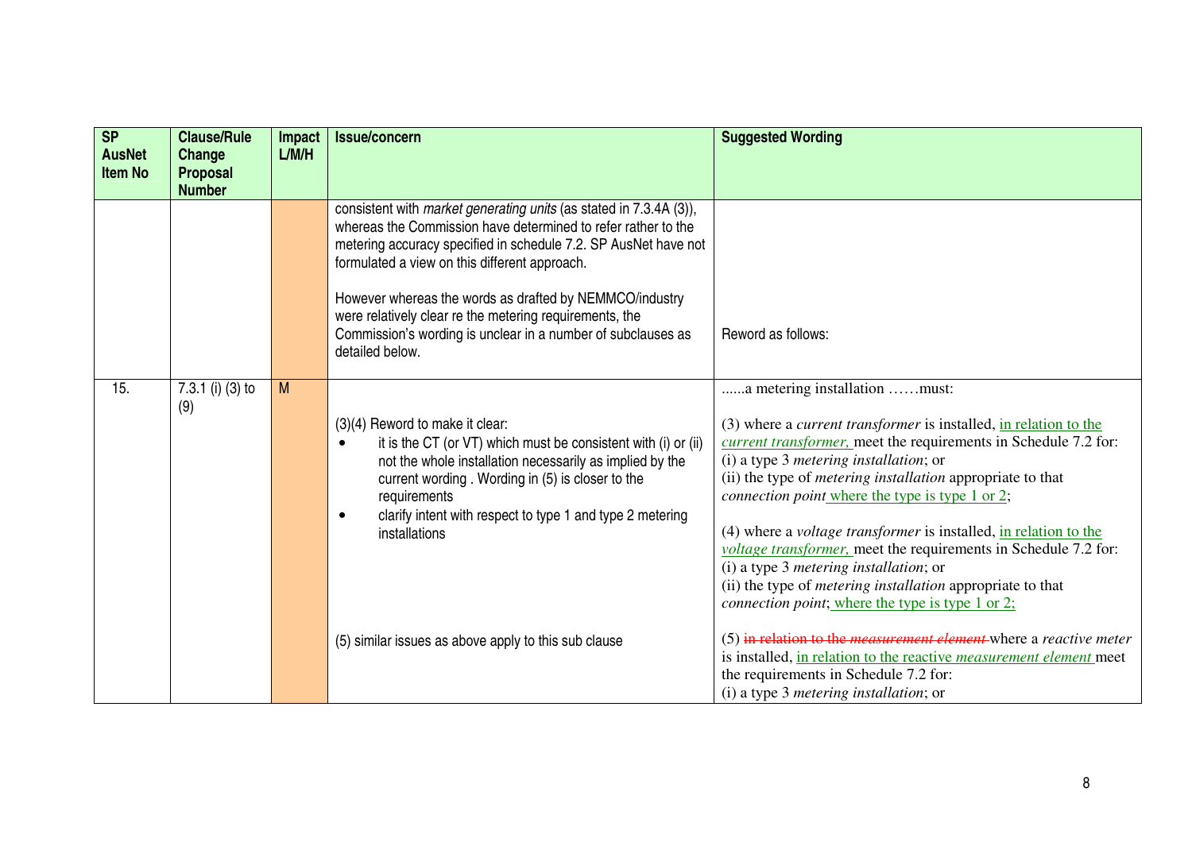| SP AusNet Item No | Clause/Rule Change Proposal Number | Impact L/M/H | Issue/concern | Suggested Wording |
|---|---|---|---|---|
| | | | consistent with *market generating units* (as stated in 7.3.4A (3)), whereas the Commission have determined to refer rather to the metering accuracy specified in schedule 7.2. SP AusNet have not formulated a view on this different approach.<br><br>However whereas the words as drafted by NEMMCO/industry were relatively clear re the metering requirements, the Commission's wording is unclear in a number of subclauses as detailed below. | Reword as follows: |
| 15. | 7.3.1 (i) (3) to (9) | M | (3)(4) Reword to make it clear:<br>• it is the CT (or VT) which must be consistent with (i) or (ii) not the whole installation necessarily as implied by the current wording . Wording in (5) is closer to the requirements<br>• clarify intent with respect to type 1 and type 2 metering installations<br><br>(5) similar issues as above apply to this sub clause | ......a metering installation ……must:<br><br>(3) where a *current transformer* is installed, <u>in relation to the *current transformer*,</u> meet the requirements in Schedule 7.2 for:<br>(i) a type 3 *metering installation*; or<br>(ii) the type of *metering installation* appropriate to that *connection point* <u>where the type is type 1 or 2</u>;<br><br>(4) where a *voltage transformer* is installed, <u>in relation to the *voltage transformer*,</u> meet the requirements in Schedule 7.2 for:<br>(i) a type 3 *metering installation*; or<br>(ii) the type of *metering installation* appropriate to that *connection point*; <u>where the type is type 1 or 2;</u><br><br>(5) ~~in relation to the *measurement element*~~ where a *reactive meter* is installed, <u>in relation to the reactive *measurement element*</u> meet the requirements in Schedule 7.2 for:<br>(i) a type 3 *metering installation*; or |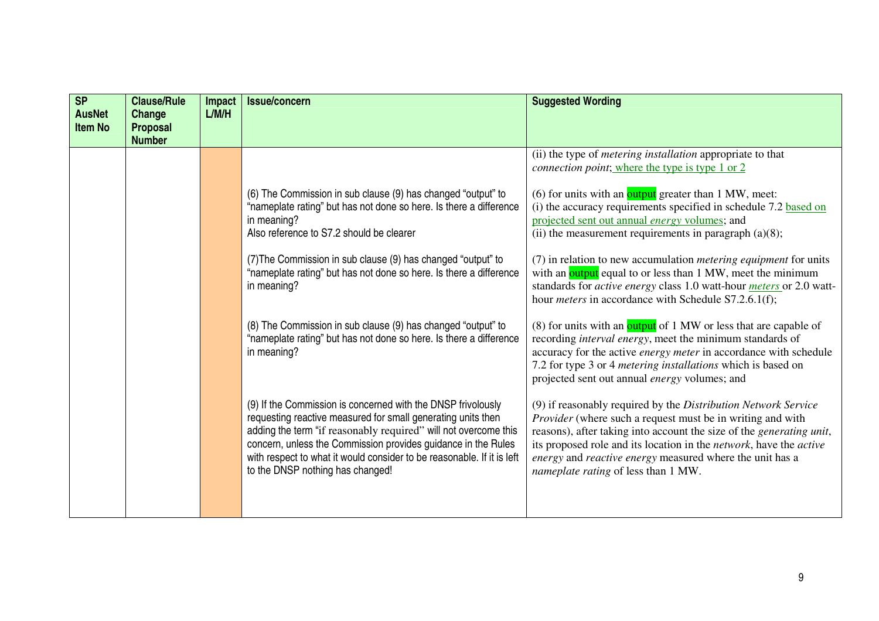| SP AusNet Item No | Clause/Rule Change Proposal Number | Impact L/M/H | Issue/concern | Suggested Wording |
|---|---|---|---|---|
| | | | | (ii) the type of *metering installation* appropriate to that *connection point*; where the type is type 1 or 2 |
| | | | (6) The Commission in sub clause (9) has changed "output" to "nameplate rating" but has not done so here. Is there a difference in meaning?<br>Also reference to S7.2 should be clearer | (6) for units with an output greater than 1 MW, meet:<br>(i) the accuracy requirements specified in schedule 7.2 based on projected sent out annual *energy* volumes; and<br>(ii) the measurement requirements in paragraph (a)(8); |
| | | | (7)The Commission in sub clause (9) has changed "output" to "nameplate rating" but has not done so here. Is there a difference in meaning? | (7) in relation to new accumulation *metering equipment* for units with an output equal to or less than 1 MW, meet the minimum standards for *active energy* class 1.0 watt-hour *meters* or 2.0 watt-hour *meters* in accordance with Schedule S7.2.6.1(f); |
| | | | (8) The Commission in sub clause (9) has changed "output" to "nameplate rating" but has not done so here. Is there a difference in meaning? | (8) for units with an output of 1 MW or less that are capable of recording *interval energy*, meet the minimum standards of accuracy for the active *energy meter* in accordance with schedule 7.2 for type 3 or 4 *metering installations* which is based on projected sent out annual *energy* volumes; and |
| | | | (9) If the Commission is concerned with the DNSP frivolously requesting reactive measured for small generating units then adding the term "if reasonably required" will not overcome this concern, unless the Commission provides guidance in the Rules with respect to what it would consider to be reasonable. If it is left to the DNSP nothing has changed! | (9) if reasonably required by the *Distribution Network Service Provider* (where such a request must be in writing and with reasons), after taking into account the size of the *generating unit*, its proposed role and its location in the *network*, have the *active energy* and *reactive energy* measured where the unit has a *nameplate rating* of less than 1 MW. |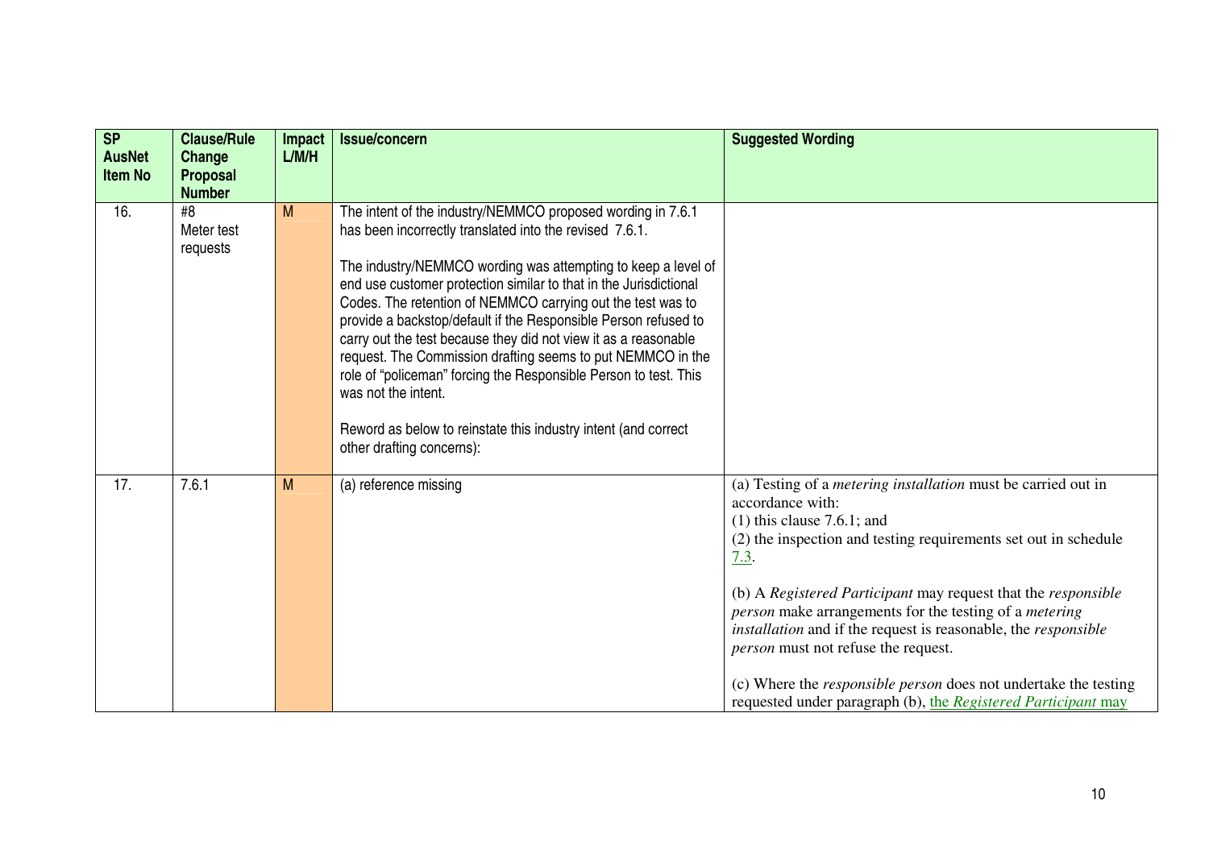| SP AusNet Item No | Clause/Rule Change Proposal Number | Impact L/M/H | Issue/concern | Suggested Wording |
|---|---|---|---|---|
| 16. | #8 Meter test requests | M | The intent of the industry/NEMMCO proposed wording in 7.6.1 has been incorrectly translated into the revised 7.6.1.<br><br>The industry/NEMMCO wording was attempting to keep a level of end use customer protection similar to that in the Jurisdictional Codes. The retention of NEMMCO carrying out the test was to provide a backstop/default if the Responsible Person refused to carry out the test because they did not view it as a reasonable request. The Commission drafting seems to put NEMMCO in the role of "policeman" forcing the Responsible Person to test. This was not the intent.<br><br>Reword as below to reinstate this industry intent (and correct other drafting concerns): | |
| 17. | 7.6.1 | M | (a) reference missing | (a) Testing of a *metering installation* must be carried out in accordance with:<br>(1) this clause 7.6.1; and<br>(2) the inspection and testing requirements set out in schedule 7.3.<br><br>(b) A *Registered Participant* may request that the *responsible person* make arrangements for the testing of a *metering installation* and if the request is reasonable, the *responsible person* must not refuse the request.<br><br>(c) Where the *responsible person* does not undertake the testing requested under paragraph (b), the *Registered Participant* may |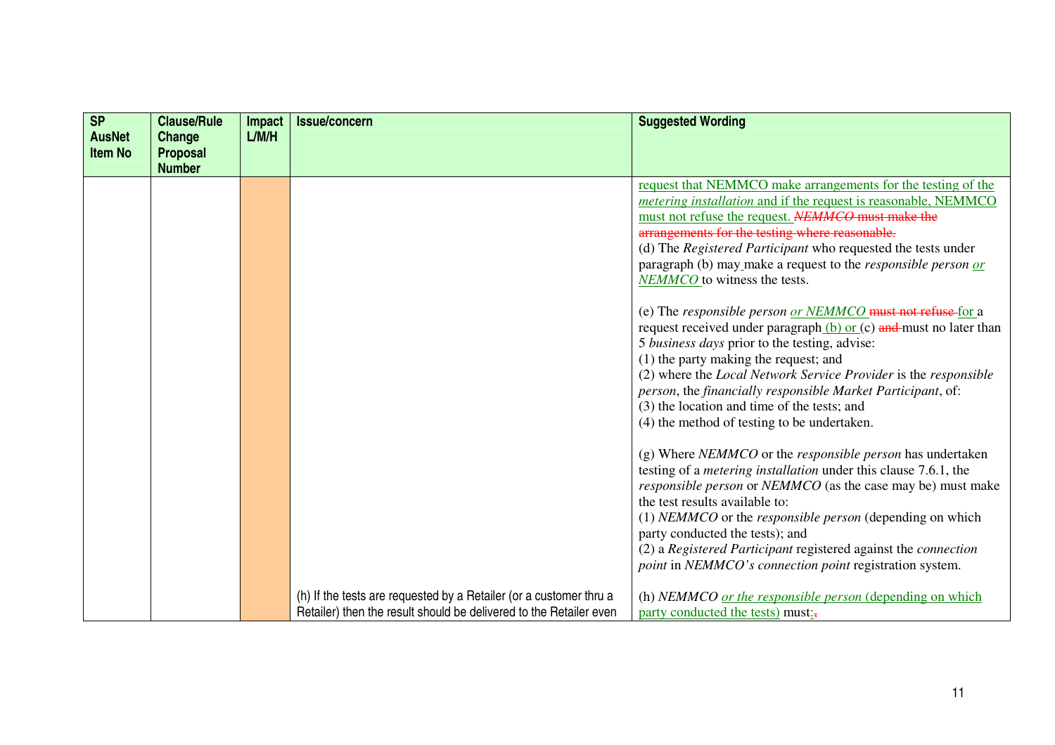| SP AusNet Item No | Clause/Rule Change Proposal Number | Impact L/M/H | Issue/concern | Suggested Wording |
|---|---|---|---|---|
| | | | | request that NEMMCO make arrangements for the testing of the *metering installation* and if the request is reasonable, NEMMCO must not refuse the request. ~~*NEMMCO* must make the arrangements for the testing where reasonable.~~<br>(d) The *Registered Participant* who requested the tests under paragraph (b) may make a request to the *responsible person* *or NEMMCO* to witness the tests.<br><br>(e) The *responsible person* *or NEMMCO* ~~must not refuse~~ for a request received under paragraph (b) or (c) ~~and~~ must no later than 5 *business days* prior to the testing, advise:<br>(1) the party making the request; and<br>(2) where the *Local Network Service Provider* is the *responsible person*, the *financially responsible Market Participant*, of:<br>(3) the location and time of the tests; and<br>(4) the method of testing to be undertaken.<br><br>(g) Where *NEMMCO* or the *responsible person* has undertaken testing of a *metering installation* under this clause 7.6.1, the *responsible person* or *NEMMCO* (as the case may be) must make the test results available to:<br>(1) *NEMMCO* or the *responsible person* (depending on which party conducted the tests); and<br>(2) a *Registered Participant* registered against the *connection point* in *NEMMCO's connection point* registration system. |
| | | | (h) If the tests are requested by a Retailer (or a customer thru a Retailer) then the result should be delivered to the Retailer even | (h) *NEMMCO* *or the responsible person* (depending on which party conducted the tests) must:~~,~~ |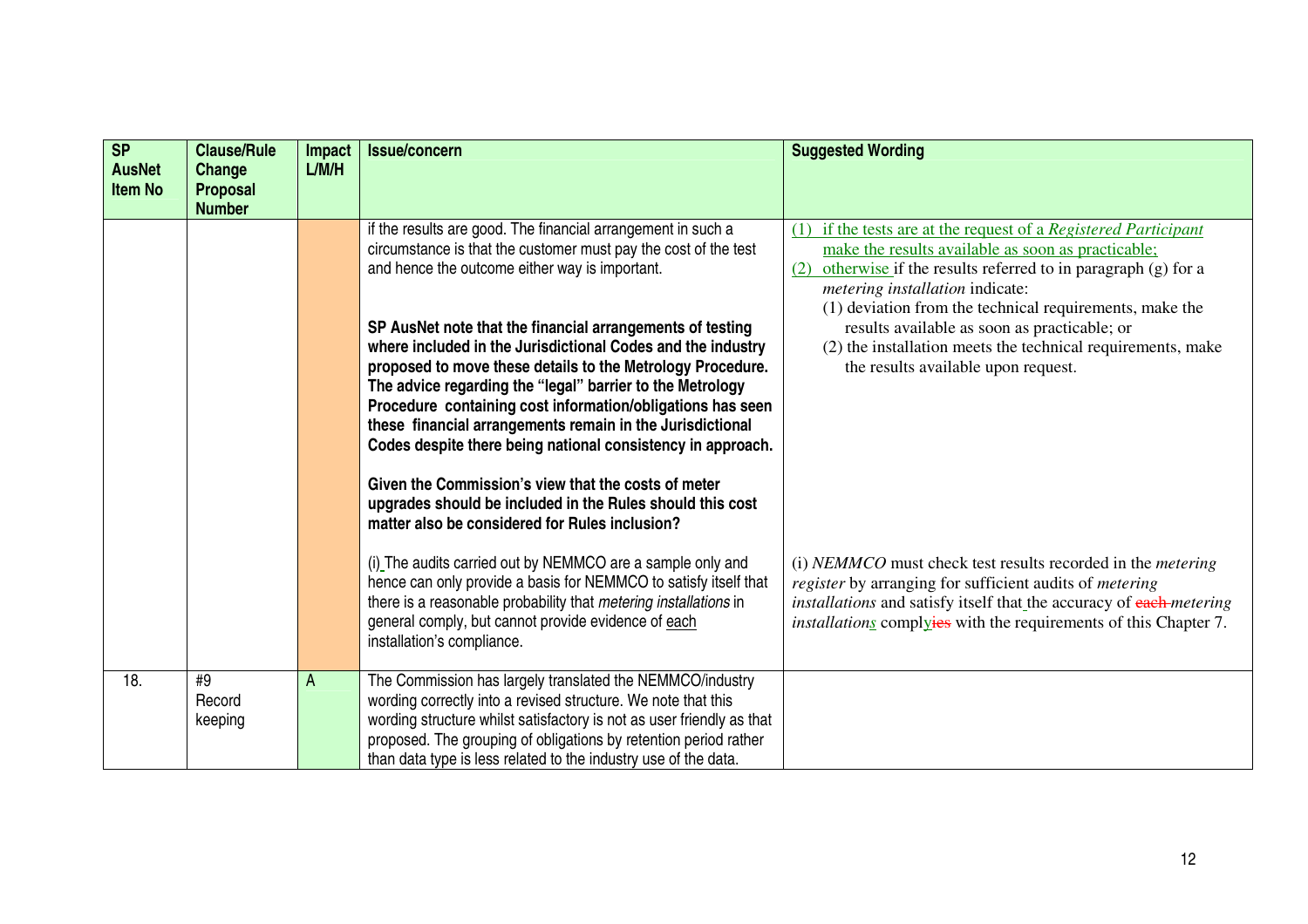| SP AusNet Item No | Clause/Rule Change Proposal Number | Impact L/M/H | Issue/concern | Suggested Wording |
|---|---|---|---|---|
| | | | if the results are good. The financial arrangement in such a circumstance is that the customer must pay the cost of the test and hence the outcome either way is important.<br><br>**SP AusNet note that the financial arrangements of testing where included in the Jurisdictional Codes and the industry proposed to move these details to the Metrology Procedure. The advice regarding the "legal" barrier to the Metrology Procedure containing cost information/obligations has seen these financial arrangements remain in the Jurisdictional Codes despite there being national consistency in approach.**<br><br>**Given the Commission's view that the costs of meter upgrades should be included in the Rules should this cost matter also be considered for Rules inclusion?** | (1) if the tests are at the request of a *Registered Participant* make the results available as soon as practicable;<br>(2) otherwise if the results referred to in paragraph (g) for a *metering installation* indicate:<br>(1) deviation from the technical requirements, make the results available as soon as practicable; or<br>(2) the installation meets the technical requirements, make the results available upon request. |
| | | | (i) The audits carried out by NEMMCO are a sample only and hence can only provide a basis for NEMMCO to satisfy itself that there is a reasonable probability that *metering installations* in general comply, but cannot provide evidence of each installation's compliance. | (i) *NEMMCO* must check test results recorded in the *metering register* by arranging for sufficient audits of *metering installations* and satisfy itself that the accuracy of ~~each~~ *metering installations* comply~~ies~~ with the requirements of this Chapter 7. |
| 18. | #9 Record keeping | A | The Commission has largely translated the NEMMCO/industry wording correctly into a revised structure. We note that this wording structure whilst satisfactory is not as user friendly as that proposed. The grouping of obligations by retention period rather than data type is less related to the industry use of the data. | |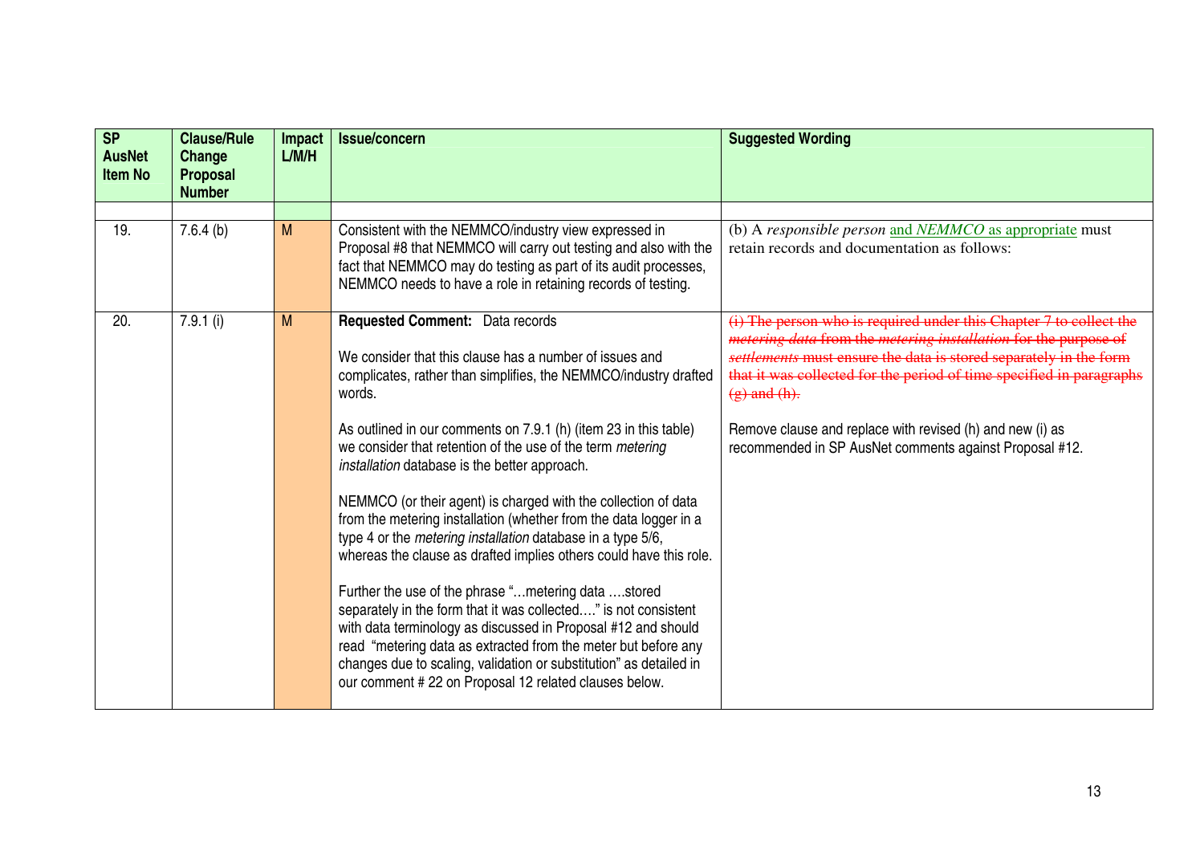| SP AusNet Item No | Clause/Rule Change Proposal Number | Impact L/M/H | Issue/concern | Suggested Wording |
|---|---|---|---|---|
| | | | | |
| 19. | 7.6.4 (b) | M | Consistent with the NEMMCO/industry view expressed in Proposal #8 that NEMMCO will carry out testing and also with the fact that NEMMCO may do testing as part of its audit processes, NEMMCO needs to have a role in retaining records of testing. | (b) A *responsible person* and *NEMMCO* as appropriate must retain records and documentation as follows: |
| 20. | 7.9.1 (i) | M | **Requested Comment:** Data records<br><br>We consider that this clause has a number of issues and complicates, rather than simplifies, the NEMMCO/industry drafted words.<br><br>As outlined in our comments on 7.9.1 (h) (item 23 in this table) we consider that retention of the use of the term *metering installation* database is the better approach.<br><br>NEMMCO (or their agent) is charged with the collection of data from the metering installation (whether from the data logger in a type 4 or the *metering installation* database in a type 5/6, whereas the clause as drafted implies others could have this role.<br><br>Further the use of the phrase "…metering data ….stored separately in the form that it was collected…." is not consistent with data terminology as discussed in Proposal #12 and should read "metering data as extracted from the meter but before any changes due to scaling, validation or substitution" as detailed in our comment # 22 on Proposal 12 related clauses below. | ~~(i) The person who is required under this Chapter 7 to collect the *metering data* from the *metering installation* for the purpose of *settlements* must ensure the data is stored separately in the form that it was collected for the period of time specified in paragraphs (g) and (h).~~<br><br>Remove clause and replace with revised (h) and new (i) as recommended in SP AusNet comments against Proposal #12. |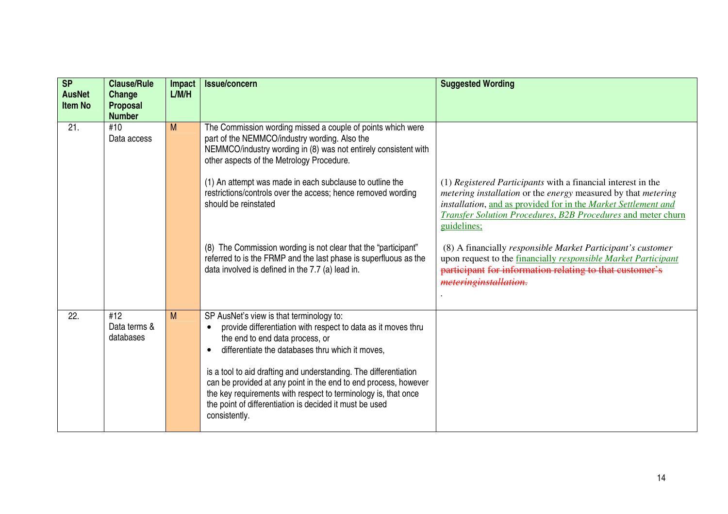| SP AusNet Item No | Clause/Rule Change Proposal Number | Impact L/M/H | Issue/concern | Suggested Wording |
|---|---|---|---|---|
| 21. | #10 Data access | M | The Commission wording missed a couple of points which were part of the NEMMCO/industry wording. Also the NEMMCO/industry wording in (8) was not entirely consistent with other aspects of the Metrology Procedure.<br><br>(1) An attempt was made in each subclause to outline the restrictions/controls over the access; hence removed wording should be reinstated<br><br>(8) The Commission wording is not clear that the "participant" referred to is the FRMP and the last phase is superfluous as the data involved is defined in the 7.7 (a) lead in. | (1) *Registered Participants* with a financial interest in the *metering installation* or the *energy* measured by that *metering installation*, and as provided for in the *Market Settlement and Transfer Solution Procedures*, *B2B Procedures* and meter churn guidelines;<br><br>(8) A financially *responsible Market Participant's customer* upon request to the financially *responsible Market Participant* ~~participant for information relating to that customer's *meteringinstallation*.~~<br>. |
| 22. | #12 Data terms & databases | M | SP AusNet's view is that terminology to:<br>• provide differentiation with respect to data as it moves thru the end to end data process, or<br>• differentiate the databases thru which it moves,<br><br>is a tool to aid drafting and understanding. The differentiation can be provided at any point in the end to end process, however the key requirements with respect to terminology is, that once the point of differentiation is decided it must be used consistently. | |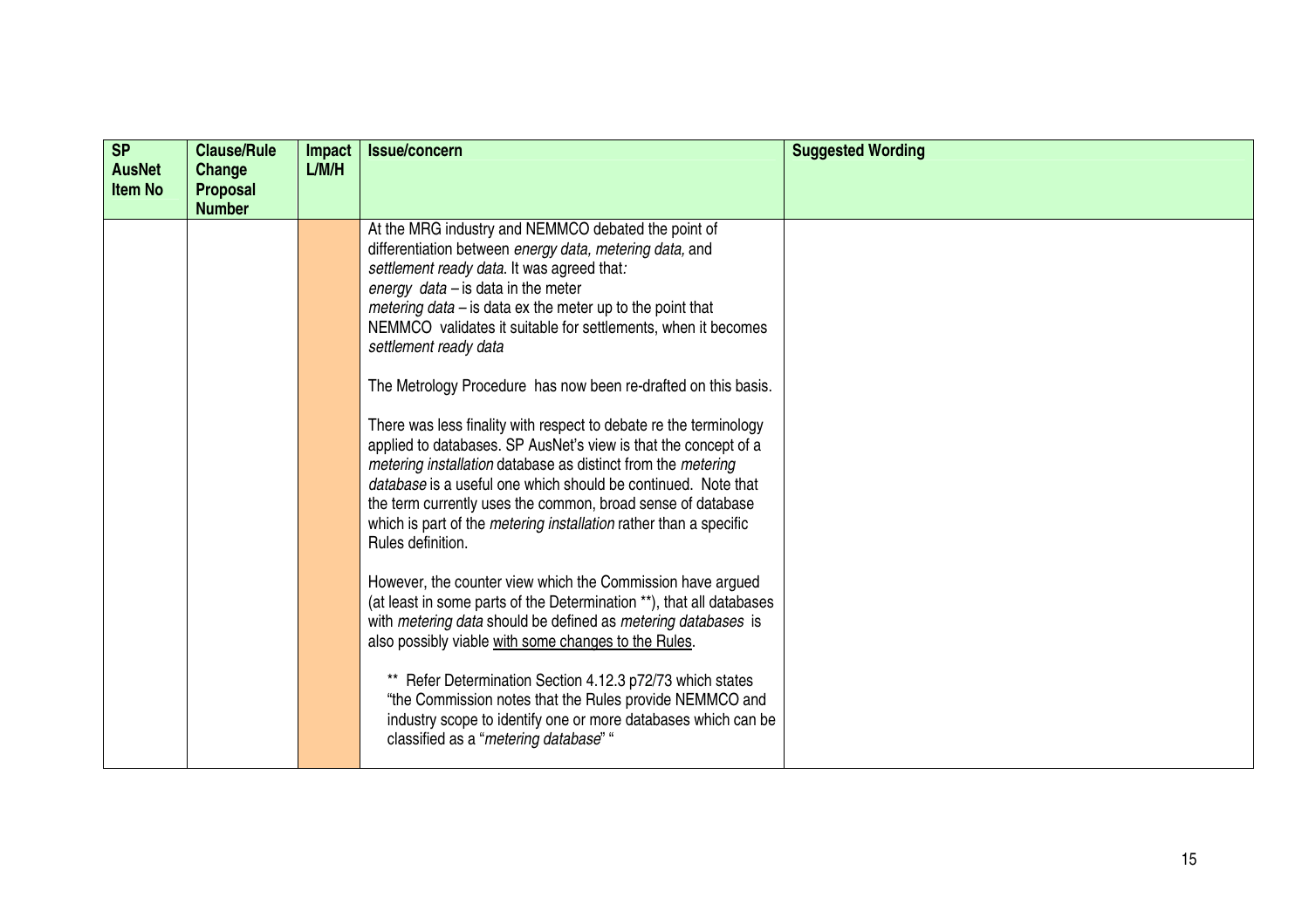| SP AusNet Item No | Clause/Rule Change Proposal Number | Impact L/M/H | Issue/concern | Suggested Wording |
|---|---|---|---|---|
| | | | At the MRG industry and NEMMCO debated the point of differentiation between *energy data, metering data,* and *settlement ready data*. It was agreed that*:*<br>*energy data* – is data in the meter<br>*metering data* – is data ex the meter up to the point that NEMMCO validates it suitable for settlements, when it becomes *settlement ready data*<br><br>The Metrology Procedure has now been re-drafted on this basis.<br><br>There was less finality with respect to debate re the terminology applied to databases. SP AusNet's view is that the concept of a *metering installation* database as distinct from the *metering database* is a useful one which should be continued. Note that the term currently uses the common, broad sense of database which is part of the *metering installation* rather than a specific Rules definition.<br><br>However, the counter view which the Commission have argued (at least in some parts of the Determination **), that all databases with *metering data* should be defined as *metering databases* is also possibly viable <u>with some changes to the Rules</u>.<br><br>** Refer Determination Section 4.12.3 p72/73 which states "the Commission notes that the Rules provide NEMMCO and industry scope to identify one or more databases which can be classified as a "*metering database*" " | |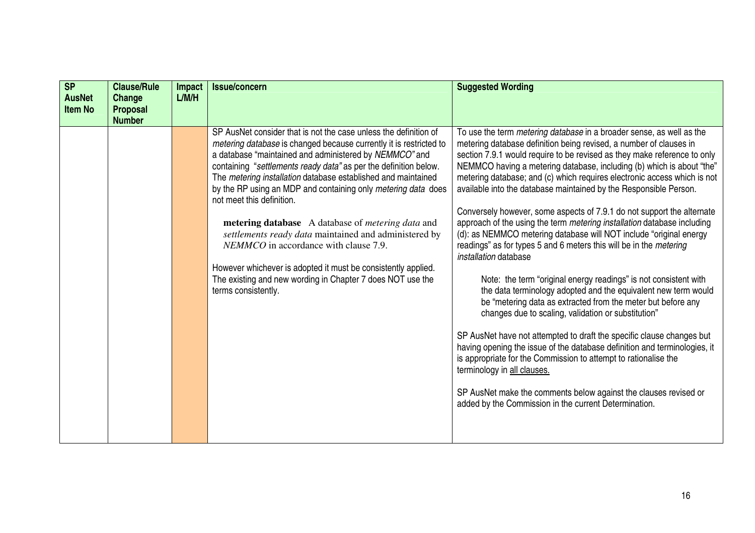| SP AusNet Item No | Clause/Rule Change Proposal Number | Impact L/M/H | Issue/concern | Suggested Wording |
|---|---|---|---|---|
| | | | SP AusNet consider that is not the case unless the definition of *metering database* is changed because currently it is restricted to a database "maintained and administered by *NEMMCO"* and containing "*settlements ready data"* as per the definition below. The *metering installation* database established and maintained by the RP using an MDP and containing only *metering data* does not meet this definition.<br><br>**metering database** A database of *metering data* and *settlements ready data* maintained and administered by *NEMMCO* in accordance with clause 7.9.<br><br>However whichever is adopted it must be consistently applied. The existing and new wording in Chapter 7 does NOT use the terms consistently. | To use the term *metering database* in a broader sense, as well as the metering database definition being revised, a number of clauses in section 7.9.1 would require to be revised as they make reference to only NEMMCO having a metering database, including (b) which is about "the" metering database; and (c) which requires electronic access which is not available into the database maintained by the Responsible Person.<br><br>Conversely however, some aspects of 7.9.1 do not support the alternate approach of the using the term *metering installation* database including (d): as NEMMCO metering database will NOT include "original energy readings" as for types 5 and 6 meters this will be in the *metering installation* database<br><br>Note: the term "original energy readings" is not consistent with the data terminology adopted and the equivalent new term would be "metering data as extracted from the meter but before any changes due to scaling, validation or substitution"<br><br>SP AusNet have not attempted to draft the specific clause changes but having opening the issue of the database definition and terminologies, it is appropriate for the Commission to attempt to rationalise the terminology in <u>all clauses.</u><br><br>SP AusNet make the comments below against the clauses revised or added by the Commission in the current Determination. |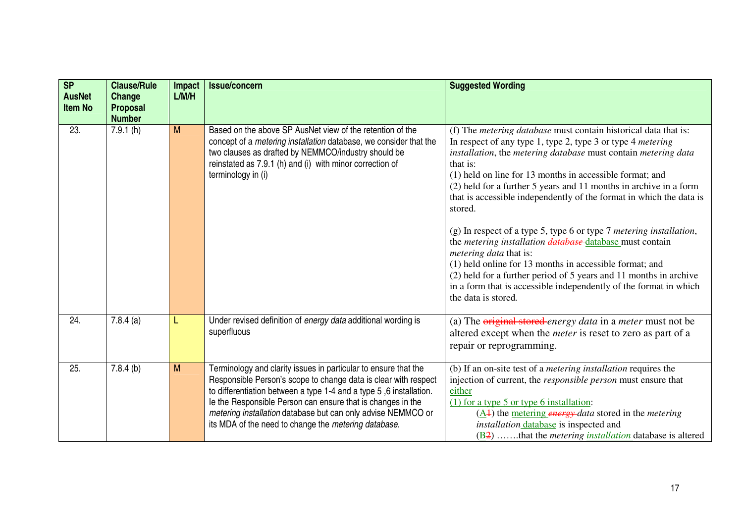| SP AusNet Item No | Clause/Rule Change Proposal Number | Impact L/M/H | Issue/concern | Suggested Wording |
|---|---|---|---|---|
| 23. | 7.9.1 (h) | M | Based on the above SP AusNet view of the retention of the concept of a *metering installation* database, we consider that the two clauses as drafted by NEMMCO/industry should be reinstated as 7.9.1 (h) and (i) with minor correction of terminology in (i) | (f) The *metering database* must contain historical data that is: In respect of any type 1, type 2, type 3 or type 4 *metering installation*, the *metering database* must contain *metering data* that is:<br>(1) held on line for 13 months in accessible format; and<br>(2) held for a further 5 years and 11 months in archive in a form that is accessible independently of the format in which the data is stored.<br><br>(g) In respect of a type 5, type 6 or type 7 *metering installation*, the *metering installation* ~~*database*~~ database must contain *metering data* that is:<br>(1) held online for 13 months in accessible format; and<br>(2) held for a further period of 5 years and 11 months in archive in a form that is accessible independently of the format in which the data is stored. |
| 24. | 7.8.4 (a) | L | Under revised definition of *energy data* additional wording is superfluous | (a) The ~~original stored~~ *energy data* in a *meter* must not be altered except when the *meter* is reset to zero as part of a repair or reprogramming. |
| 25. | 7.8.4 (b) | M | Terminology and clarity issues in particular to ensure that the Responsible Person's scope to change data is clear with respect to differentiation between a type 1-4 and a type 5 ,6 installation. Ie the Responsible Person can ensure that is changes in the *metering installation* database but can only advise NEMMCO or its MDA of the need to change the *metering database.* | (b) If an on-site test of a *metering installation* requires the injection of current, the *responsible person* must ensure that either<br>(1) for a type 5 or type 6 installation:<br>(A~~1~~) the metering ~~*energy*~~ *data* stored in the *metering installation* database is inspected and<br>(B~~2~~) …….that the *metering* *installation* database is altered |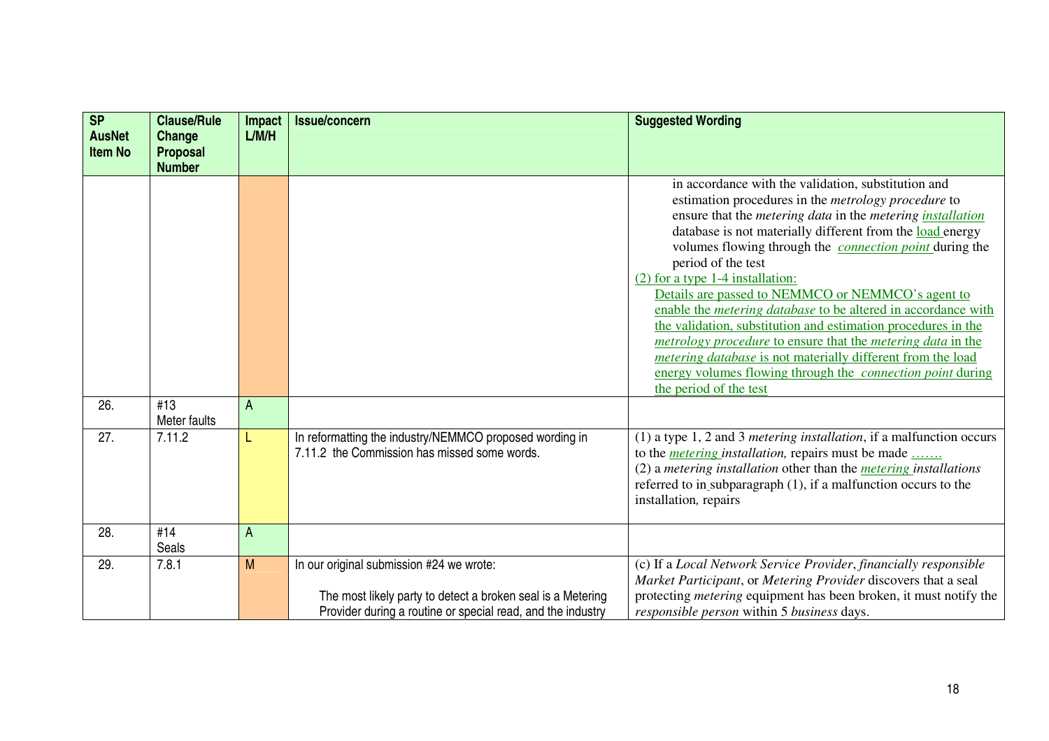| SP AusNet Item No | Clause/Rule Change Proposal Number | Impact L/M/H | Issue/concern | Suggested Wording |
|---|---|---|---|---|
| | | | | in accordance with the validation, substitution and estimation procedures in the *metrology procedure* to ensure that the *metering data* in the *metering installation* database is not materially different from the load energy volumes flowing through the *connection point* during the period of the test<br>(2) for a type 1-4 installation:<br>Details are passed to NEMMCO or NEMMCO's agent to enable the *metering database* to be altered in accordance with the validation, substitution and estimation procedures in the *metrology procedure* to ensure that the *metering data* in the *metering database* is not materially different from the load energy volumes flowing through the *connection point* during the period of the test |
| 26. | #13<br>Meter faults | A | | |
| 27. | 7.11.2 | L | In reformatting the industry/NEMMCO proposed wording in 7.11.2 the Commission has missed some words. | (1) a type 1, 2 and 3 *metering installation*, if a malfunction occurs to the *metering installation,* repairs must be made …….<br>(2) a *metering installation* other than the *metering installations* referred to in subparagraph (1), if a malfunction occurs to the installation*,* repairs |
| 28. | #14<br>Seals | A | | |
| 29. | 7.8.1 | M | In our original submission #24 we wrote:<br><br>The most likely party to detect a broken seal is a Metering Provider during a routine or special read, and the industry | (c) If a *Local Network Service Provider*, *financially responsible Market Participant*, or *Metering Provider* discovers that a seal protecting *metering* equipment has been broken, it must notify the *responsible person* within 5 *business* days. |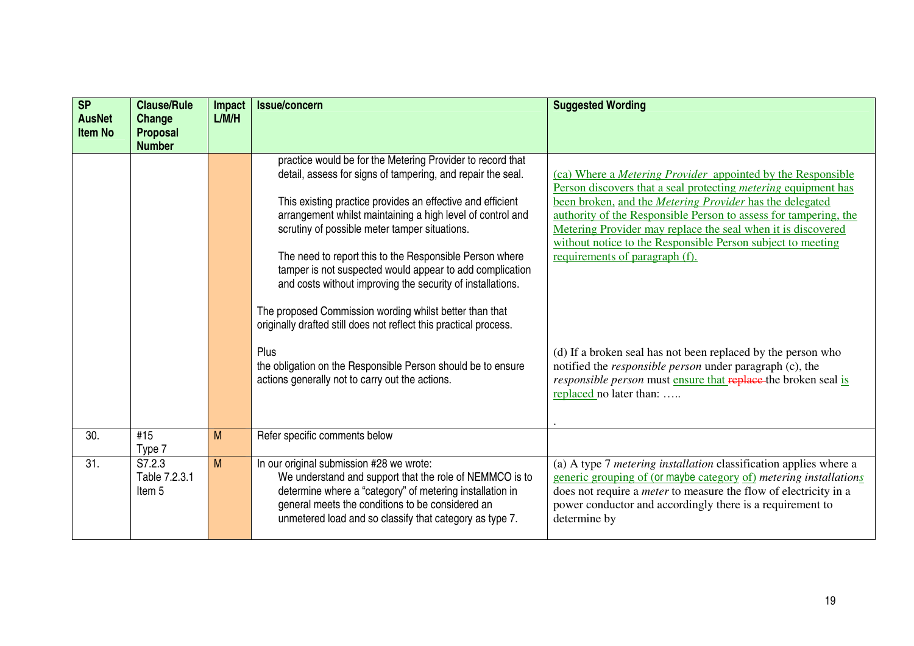| SP AusNet Item No | Clause/Rule Change Proposal Number | Impact L/M/H | Issue/concern | Suggested Wording |
|---|---|---|---|---|
| | | | practice would be for the Metering Provider to record that detail, assess for signs of tampering, and repair the seal.<br><br>This existing practice provides an effective and efficient arrangement whilst maintaining a high level of control and scrutiny of possible meter tamper situations.<br><br>The need to report this to the Responsible Person where tamper is not suspected would appear to add complication and costs without improving the security of installations.<br><br>The proposed Commission wording whilst better than that originally drafted still does not reflect this practical process.<br><br>Plus<br>the obligation on the Responsible Person should be to ensure actions generally not to carry out the actions. | (ca) Where a *Metering Provider* appointed by the Responsible Person discovers that a seal protecting *metering* equipment has been broken, and the *Metering Provider* has the delegated authority of the Responsible Person to assess for tampering, the Metering Provider may replace the seal when it is discovered without notice to the Responsible Person subject to meeting requirements of paragraph (f).<br><br>(d) If a broken seal has not been replaced by the person who notified the *responsible person* under paragraph (c), the *responsible person* must ensure that ~~replace~~ the broken seal is replaced no later than: …..<br><br>. |
| 30. | #15<br>Type 7 | M | Refer specific comments below | |
| 31. | S7.2.3<br>Table 7.2.3.1<br>Item 5 | M | In our original submission #28 we wrote:<br>We understand and support that the role of NEMMCO is to determine where a "category" of metering installation in general meets the conditions to be considered an unmetered load and so classify that category as type 7. | (a) A type 7 *metering installation* classification applies where a generic grouping of (or maybe category of) *metering installations* does not require a *meter* to measure the flow of electricity in a power conductor and accordingly there is a requirement to determine by |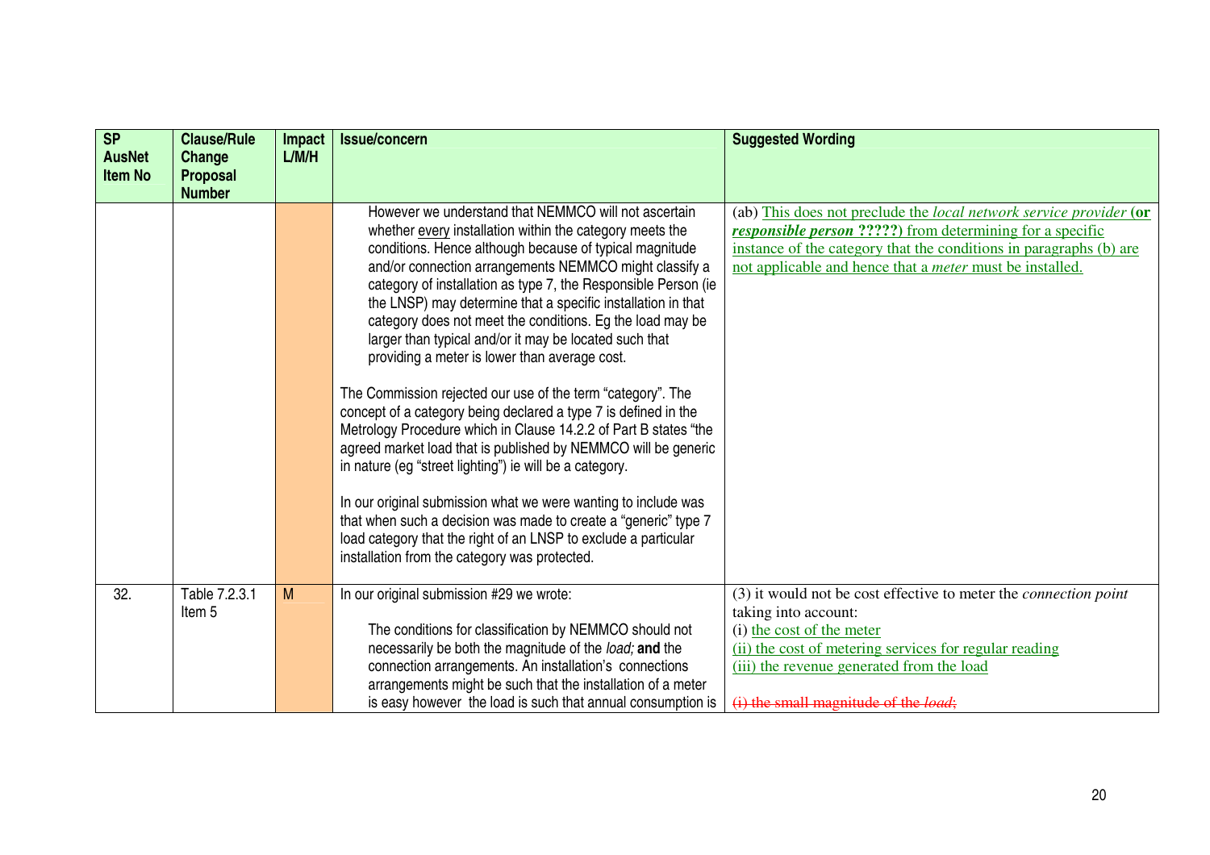| SP AusNet Item No | Clause/Rule Change Proposal Number | Impact L/M/H | Issue/concern | Suggested Wording |
|---|---|---|---|---|
| | | | However we understand that NEMMCO will not ascertain whether every installation within the category meets the conditions. Hence although because of typical magnitude and/or connection arrangements NEMMCO might classify a category of installation as type 7, the Responsible Person (ie the LNSP) may determine that a specific installation in that category does not meet the conditions. Eg the load may be larger than typical and/or it may be located such that providing a meter is lower than average cost.<br><br>The Commission rejected our use of the term "category". The concept of a category being declared a type 7 is defined in the Metrology Procedure which in Clause 14.2.2 of Part B states "the agreed market load that is published by NEMMCO will be generic in nature (eg "street lighting") ie will be a category.<br><br>In our original submission what we were wanting to include was that when such a decision was made to create a "generic" type 7 load category that the right of an LNSP to exclude a particular installation from the category was protected. | (ab) This does not preclude the *local network service provider* **(or *responsible person* ?????)** from determining for a specific instance of the category that the conditions in paragraphs (b) are not applicable and hence that a *meter* must be installed. |
| 32. | Table 7.2.3.1 Item 5 | M | In our original submission #29 we wrote:<br><br>The conditions for classification by NEMMCO should not necessarily be both the magnitude of the *load;* **and** the connection arrangements. An installation's connections arrangements might be such that the installation of a meter is easy however the load is such that annual consumption is | (3) it would not be cost effective to meter the *connection point* taking into account:<br>(i) the cost of the meter<br>(ii) the cost of metering services for regular reading<br>(iii) the revenue generated from the load<br><br>~~(i) the small magnitude of the *load*;~~ |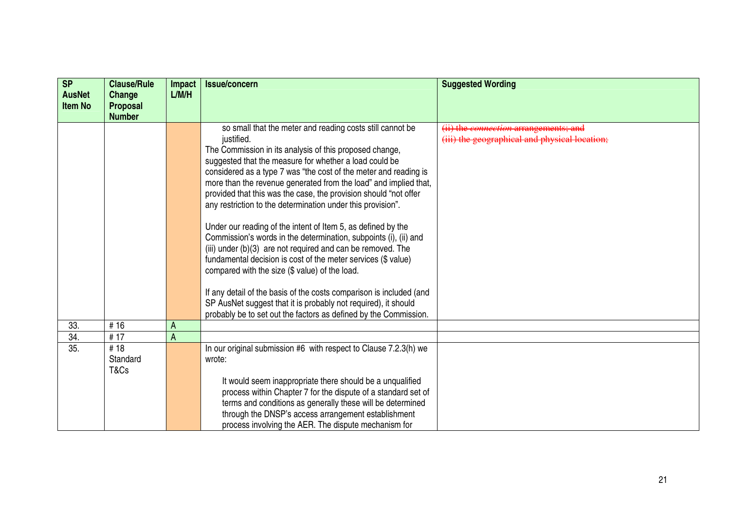| SP AusNet Item No | Clause/Rule Change Proposal Number | Impact L/M/H | Issue/concern | Suggested Wording |
|---|---|---|---|---|
| | | | so small that the meter and reading costs still cannot be justified.<br>The Commission in its analysis of this proposed change, suggested that the measure for whether a load could be considered as a type 7 was "the cost of the meter and reading is more than the revenue generated from the load" and implied that, provided that this was the case, the provision should "not offer any restriction to the determination under this provision".<br><br>Under our reading of the intent of Item 5, as defined by the Commission's words in the determination, subpoints (i), (ii) and (iii) under (b)(3) are not required and can be removed. The fundamental decision is cost of the meter services ($ value) compared with the size ($ value) of the load.<br><br>If any detail of the basis of the costs comparison is included (and SP AusNet suggest that it is probably not required), it should probably be to set out the factors as defined by the Commission. | ~~(ii) the *connection* arrangements; and~~<br>~~(iii) the geographical and physical location;~~ |
| 33. | # 16 | A | | |
| 34. | # 17 | A | | |
| 35. | # 18 Standard T&Cs | | In our original submission #6 with respect to Clause 7.2.3(h) we wrote:<br><br>It would seem inappropriate there should be a unqualified process within Chapter 7 for the dispute of a standard set of terms and conditions as generally these will be determined through the DNSP's access arrangement establishment process involving the AER. The dispute mechanism for | |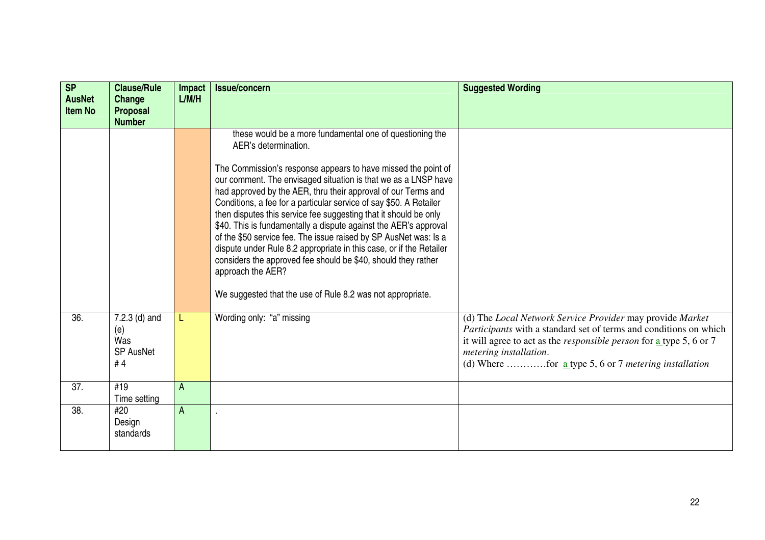| SP AusNet Item No | Clause/Rule Change Proposal Number | Impact L/M/H | Issue/concern | Suggested Wording |
|---|---|---|---|---|
| | | | these would be a more fundamental one of questioning the AER's determination.<br><br>The Commission's response appears to have missed the point of our comment. The envisaged situation is that we as a LNSP have had approved by the AER, thru their approval of our Terms and Conditions, a fee for a particular service of say $50. A Retailer then disputes this service fee suggesting that it should be only $40. This is fundamentally a dispute against the AER's approval of the $50 service fee. The issue raised by SP AusNet was: Is a dispute under Rule 8.2 appropriate in this case, or if the Retailer considers the approved fee should be $40, should they rather approach the AER?<br><br>We suggested that the use of Rule 8.2 was not appropriate. | |
| 36. | 7.2.3 (d) and (e) Was SP AusNet # 4 | L | Wording only: "a" missing | (d) The *Local Network Service Provider* may provide *Market Participants* with a standard set of terms and conditions on which it will agree to act as the *responsible person* for a type 5, 6 or 7 *metering installation*.<br>(d) Where …………for a type 5, 6 or 7 *metering installation* |
| 37. | #19 Time setting | A | | |
| 38. | #20 Design standards | A | . | |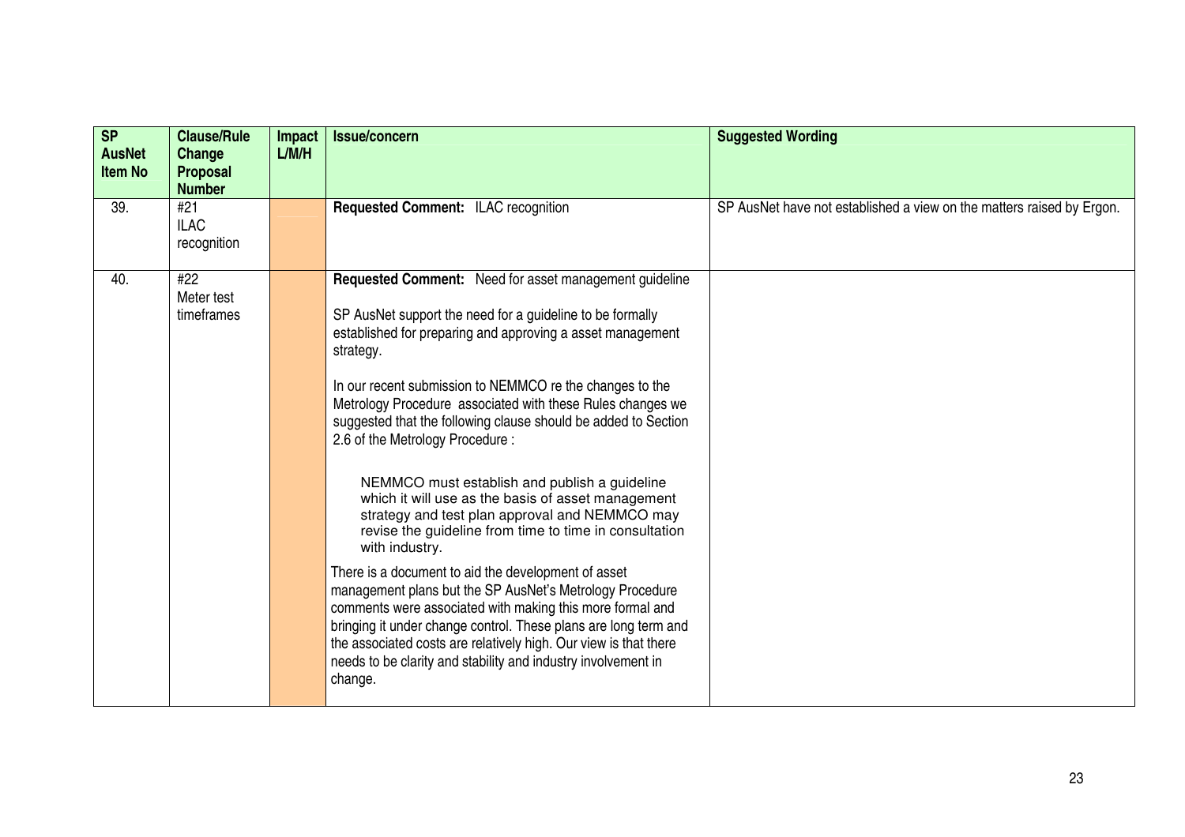| SP AusNet Item No | Clause/Rule Change Proposal Number | Impact L/M/H | Issue/concern | Suggested Wording |
|---|---|---|---|---|
| 39. | #21 ILAC recognition | | **Requested Comment:** ILAC recognition | SP AusNet have not established a view on the matters raised by Ergon. |
| 40. | #22 Meter test timeframes | | **Requested Comment:** Need for asset management guideline<br><br>SP AusNet support the need for a guideline to be formally established for preparing and approving a asset management strategy.<br><br>In our recent submission to NEMMCO re the changes to the Metrology Procedure associated with these Rules changes we suggested that the following clause should be added to Section 2.6 of the Metrology Procedure :<br><br>NEMMCO must establish and publish a guideline which it will use as the basis of asset management strategy and test plan approval and NEMMCO may revise the guideline from time to time in consultation with industry.<br><br>There is a document to aid the development of asset management plans but the SP AusNet's Metrology Procedure comments were associated with making this more formal and bringing it under change control. These plans are long term and the associated costs are relatively high. Our view is that there needs to be clarity and stability and industry involvement in change. | |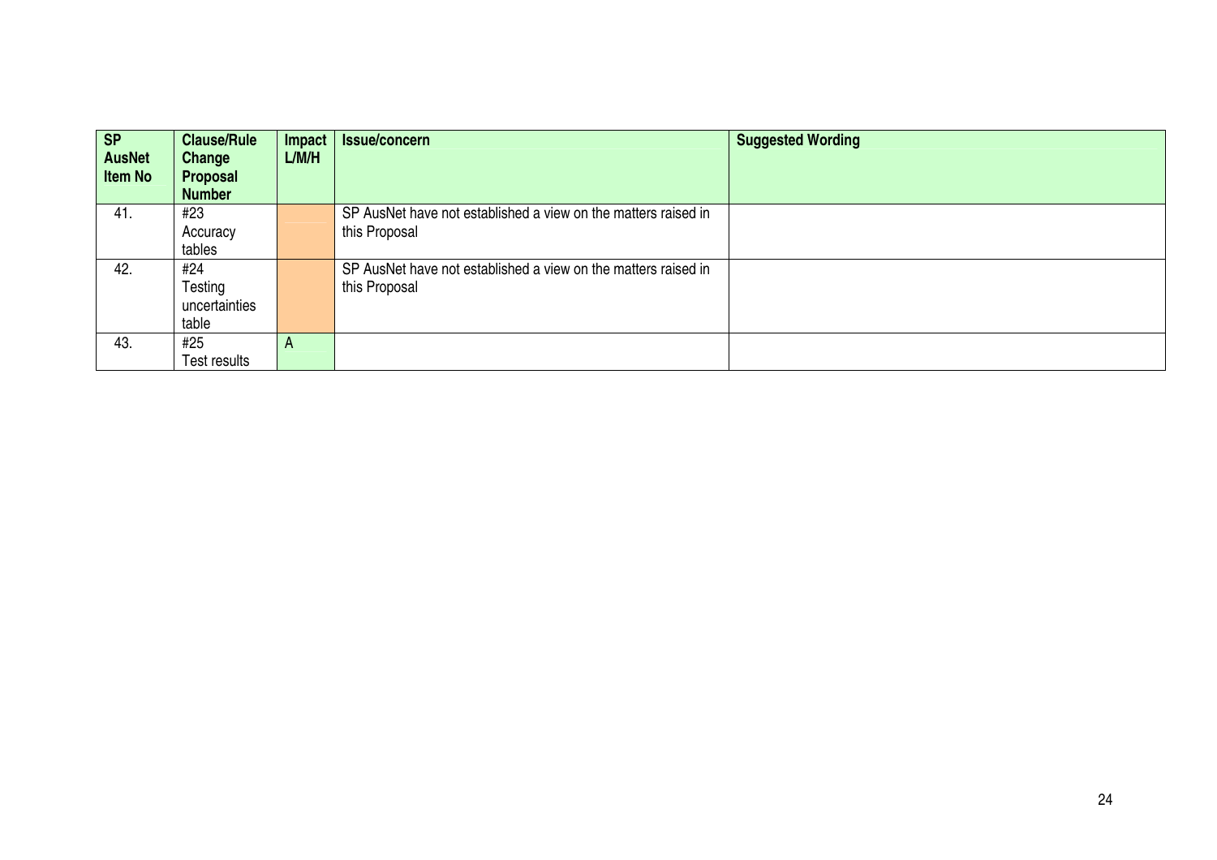| SP AusNet Item No | Clause/Rule Change Proposal Number | Impact L/M/H | Issue/concern | Suggested Wording |
|---|---|---|---|---|
| 41. | #23 Accuracy tables | | SP AusNet have not established a view on the matters raised in this Proposal | |
| 42. | #24 Testing uncertainties table | | SP AusNet have not established a view on the matters raised in this Proposal | |
| 43. | #25 Test results | A | | |